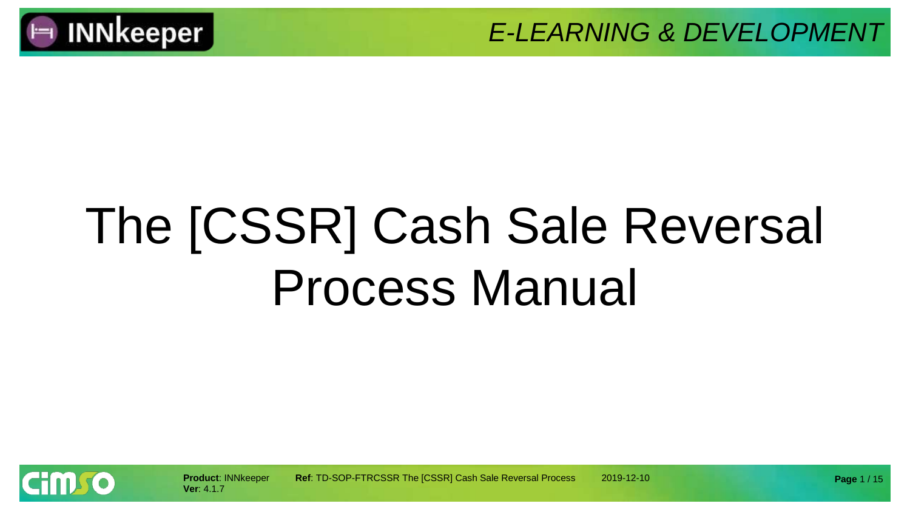# The [CSSR] Cash Sale Reversal Process Manual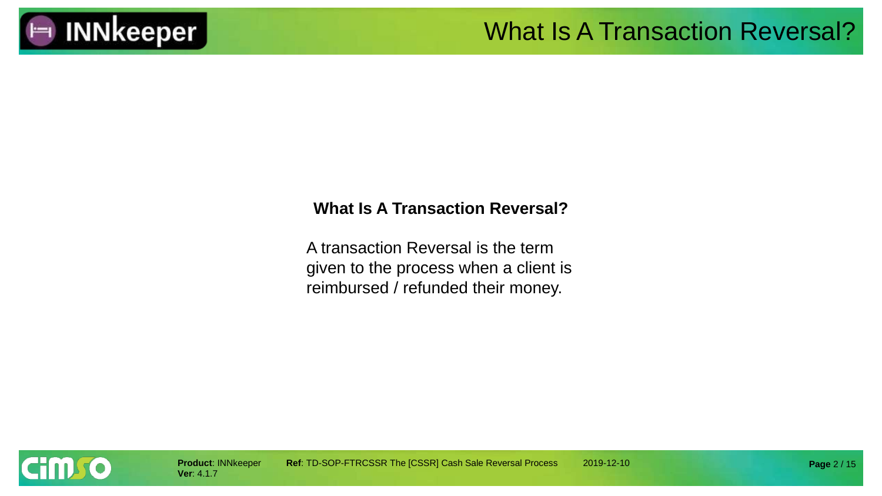# What Is A Transaction Reversal?

**What Is A Transaction Reversal?**

A transaction Reversal is the term given to the process when a client is reimbursed / refunded their money.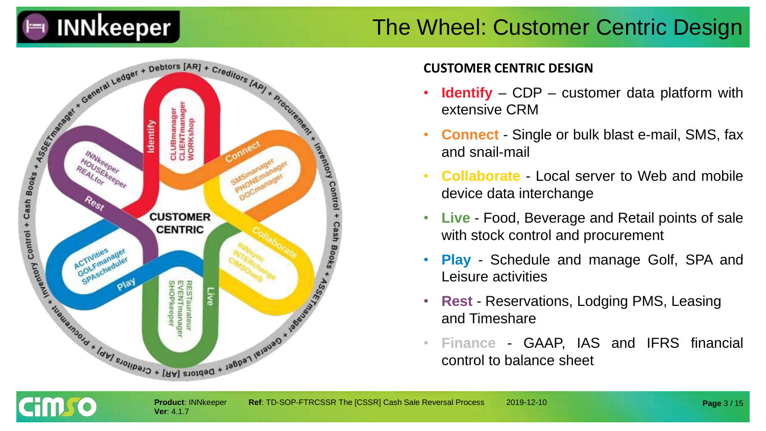# The Wheel: Customer Centric Design

Identify: CLUBmanager, CLIENTmanager, WORKshop

Connect: SMSmanager, PHONEmanager, DOCmanager

Collaborate: INNSync, INTERchange, CIMSOweb

Live: RESTaurateur, EVENTmanager, SHOPkeeper

Play: ACTIVities, GOLFmanager, SPAscheduler

Rest: INNkeeper, HOUSEkeeper, REALtor

CUSTOMER CENTRIC

General Ledger + Debtors [AR] + Creditors [AP] + Procurement + Inventory Control + Cash Books + ASSETmanager

## CUSTOMER CENTRIC DESIGN

- **Identify** – CDP – customer data platform with extensive CRM
- **Connect** - Single or bulk blast e-mail, SMS, fax and snail-mail
- **Collaborate** - Local server to Web and mobile device data interchange
- **Live** - Food, Beverage and Retail points of sale with stock control and procurement
- **Play** - Schedule and manage Golf, SPA and Leisure activities
- **Rest** - Reservations, Lodging PMS, Leasing and Timeshare
- **Finance** - GAAP, IAS and IFRS financial control to balance sheet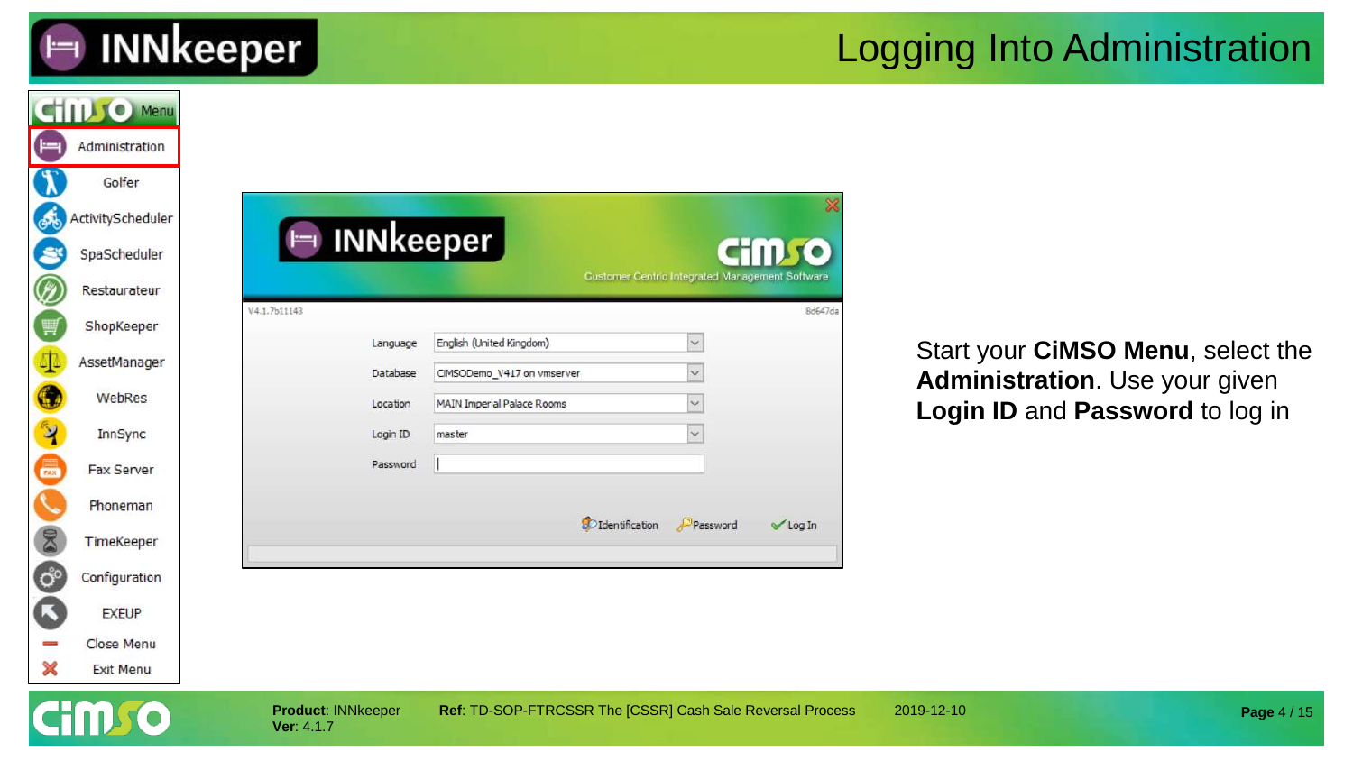# Logging Into Administration

Start your **CiMSO Menu**, select the **Administration**. Use your given **Login ID** and **Password** to log in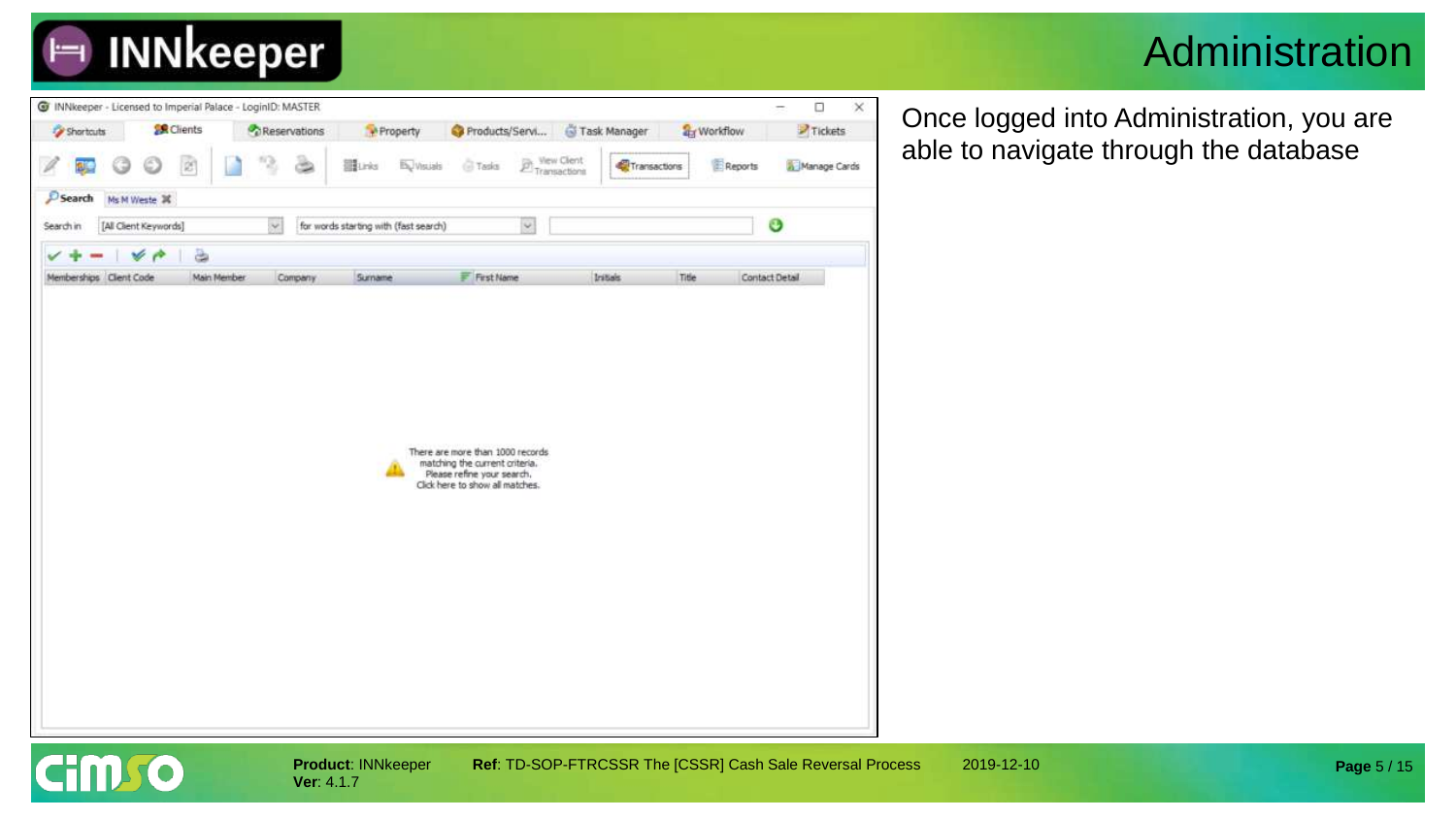# Administration

Once logged into Administration, you are able to navigate through the database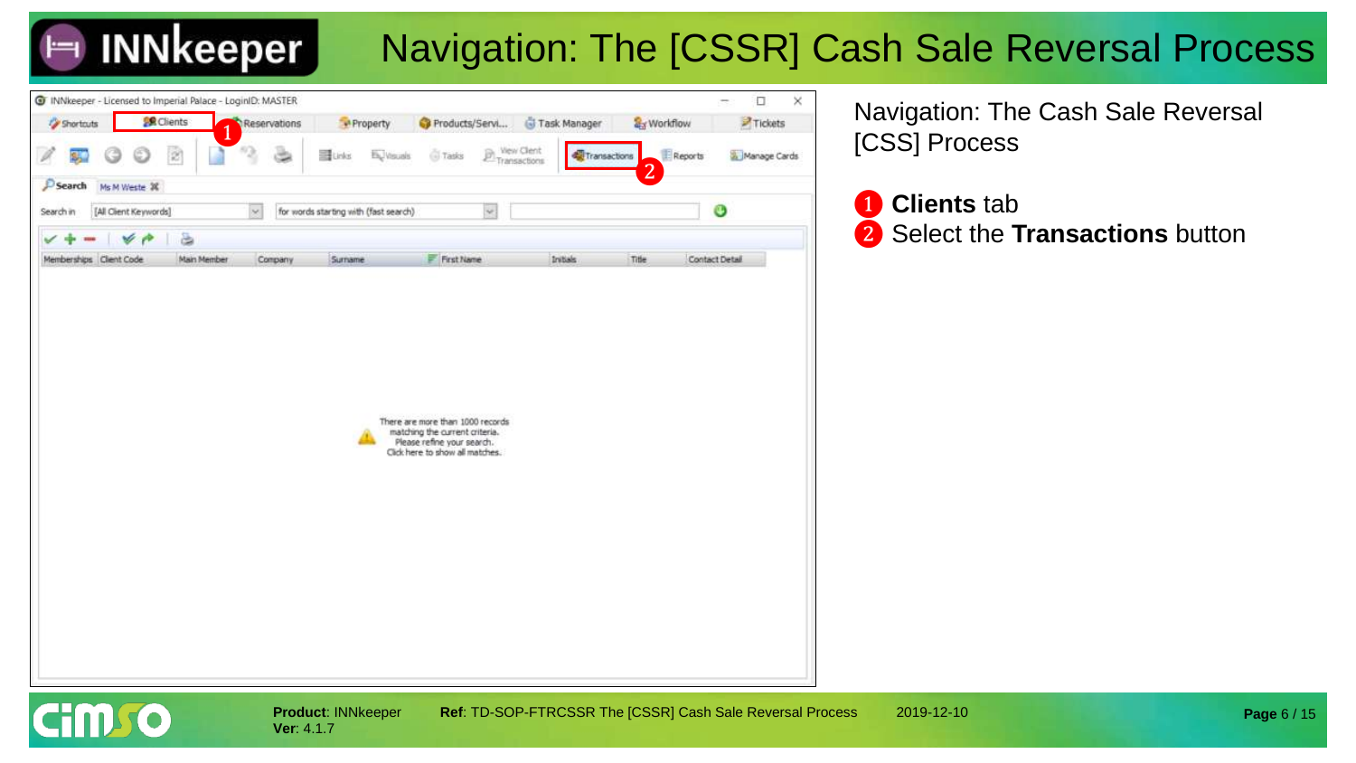# Navigation: The [CSSR] Cash Sale Reversal Process

Navigation: The Cash Sale Reversal [CSS] Process

1. **Clients** tab
2. Select the **Transactions** button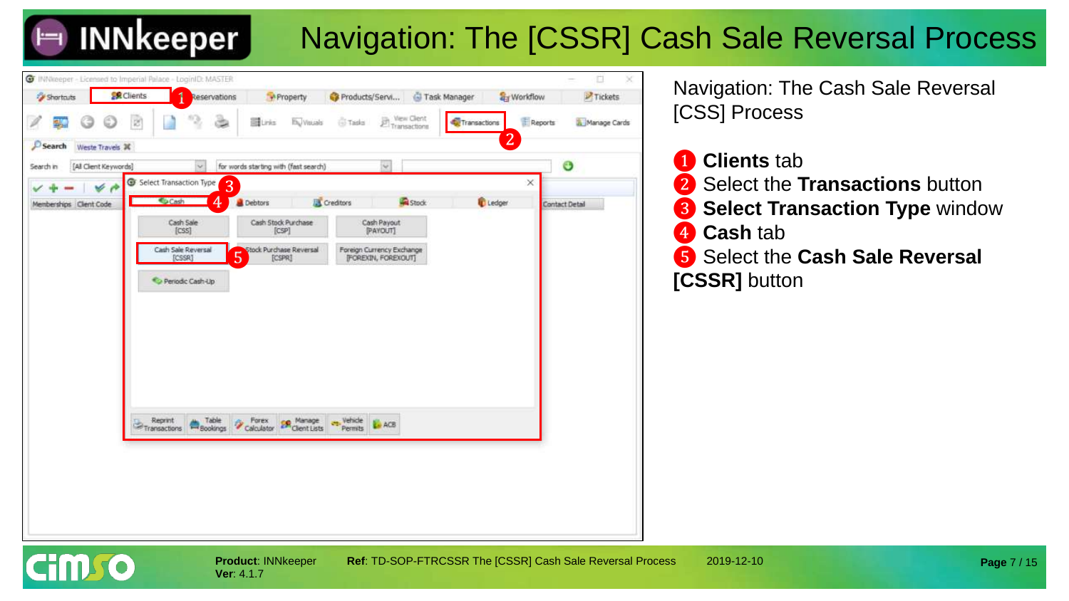# Navigation: The [CSSR] Cash Sale Reversal Process

Navigation: The Cash Sale Reversal [CSS] Process

1. **Clients** tab
2. Select the **Transactions** button
3. **Select Transaction Type** window
4. **Cash** tab
5. Select the **Cash Sale Reversal [CSSR]** button

**Product**: INNkeeper
**Ver**: 4.1.7

**Ref**: TD-SOP-FTRCSSR The [CSSR] Cash Sale Reversal Process

2019-12-10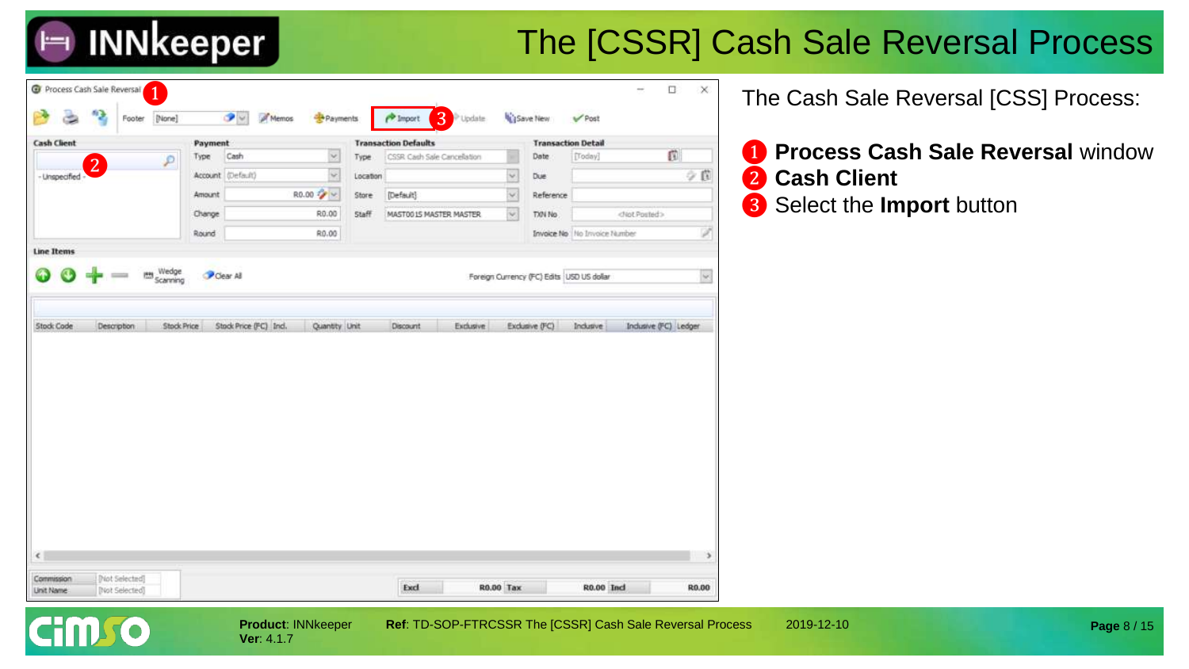# The [CSSR] Cash Sale Reversal Process

The Cash Sale Reversal [CSS] Process:

1. **Process Cash Sale Reversal** window
2. **Cash Client**
3. Select the **Import** button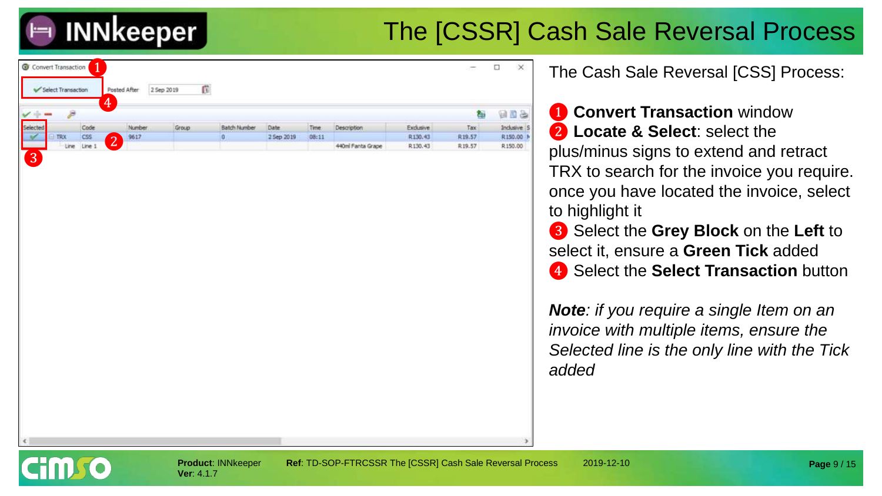# The [CSSR] Cash Sale Reversal Process

The Cash Sale Reversal [CSS] Process:

1. **Convert Transaction** window
2. **Locate & Select**: select the plus/minus signs to extend and retract TRX to search for the invoice you require. once you have located the invoice, select to highlight it
3. Select the **Grey Block** on the **Left** to select it, ensure a **Green Tick** added
4. Select the **Select Transaction** button

***Note**: if you require a single Item on an invoice with multiple items, ensure the Selected line is the only line with the Tick added*

| Selected | | Code | Number | Group | Batch Number | Date | Time | Description | Exclusive | Tax | Inclusive |
|---|---|---|---|---|---|---|---|---|---|---|---|
| ✔ | TRX | CSS | 9617 | | 0 | 2 Sep 2019 | 08:11 | | R130.43 | R19.57 | R150.00 |
| | Line | Line 1 | | | | | | 440ml Fanta Grape | R130.43 | R19.57 | R150.00 |

**Product**: INNkeeper **Ver**: 4.1.7 **Ref**: TD-SOP-FTRCSSR The [CSSR] Cash Sale Reversal Process 2019-12-10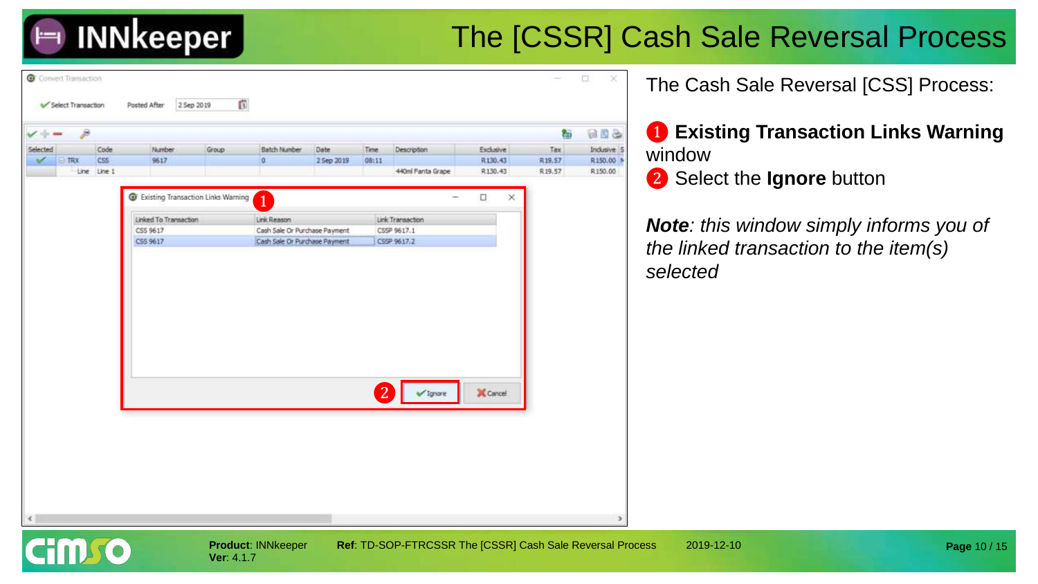# The [CSSR] Cash Sale Reversal Process

The Cash Sale Reversal [CSS] Process:

❶ **Existing Transaction Links Warning** window

❷ Select the **Ignore** button

***Note**: this window simply informs you of the linked transaction to the item(s) selected*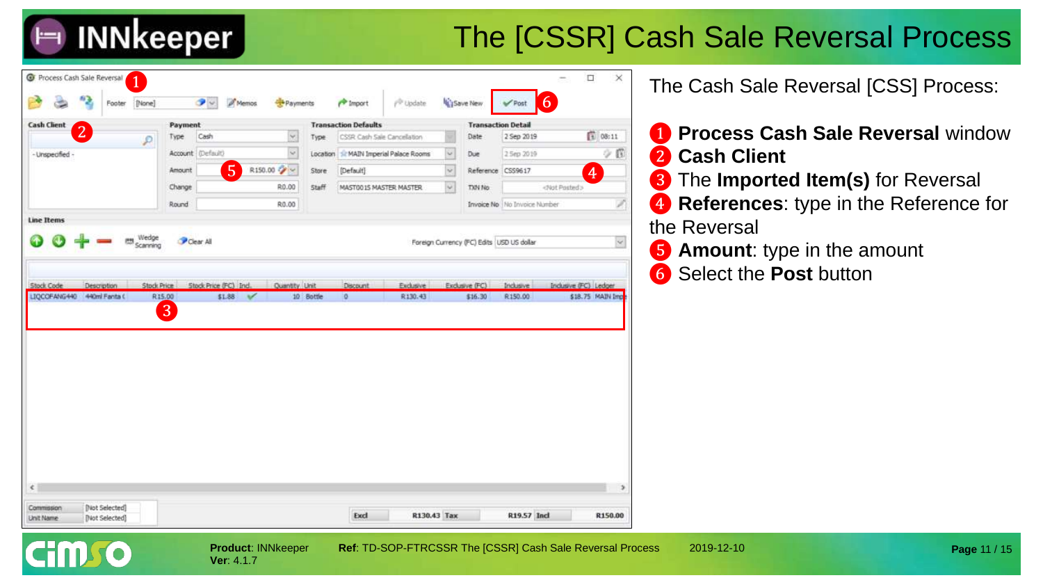# The [CSSR] Cash Sale Reversal Process

The Cash Sale Reversal [CSS] Process:

1. **Process Cash Sale Reversal** window
2. **Cash Client**
3. The **Imported Item(s)** for Reversal
4. **References**: type in the Reference for the Reversal
5. **Amount**: type in the amount
6. Select the **Post** button

**Product**: INNkeeper
**Ver**: 4.1.7

**Ref**: TD-SOP-FTRCSSR The [CSSR] Cash Sale Reversal Process

2019-12-10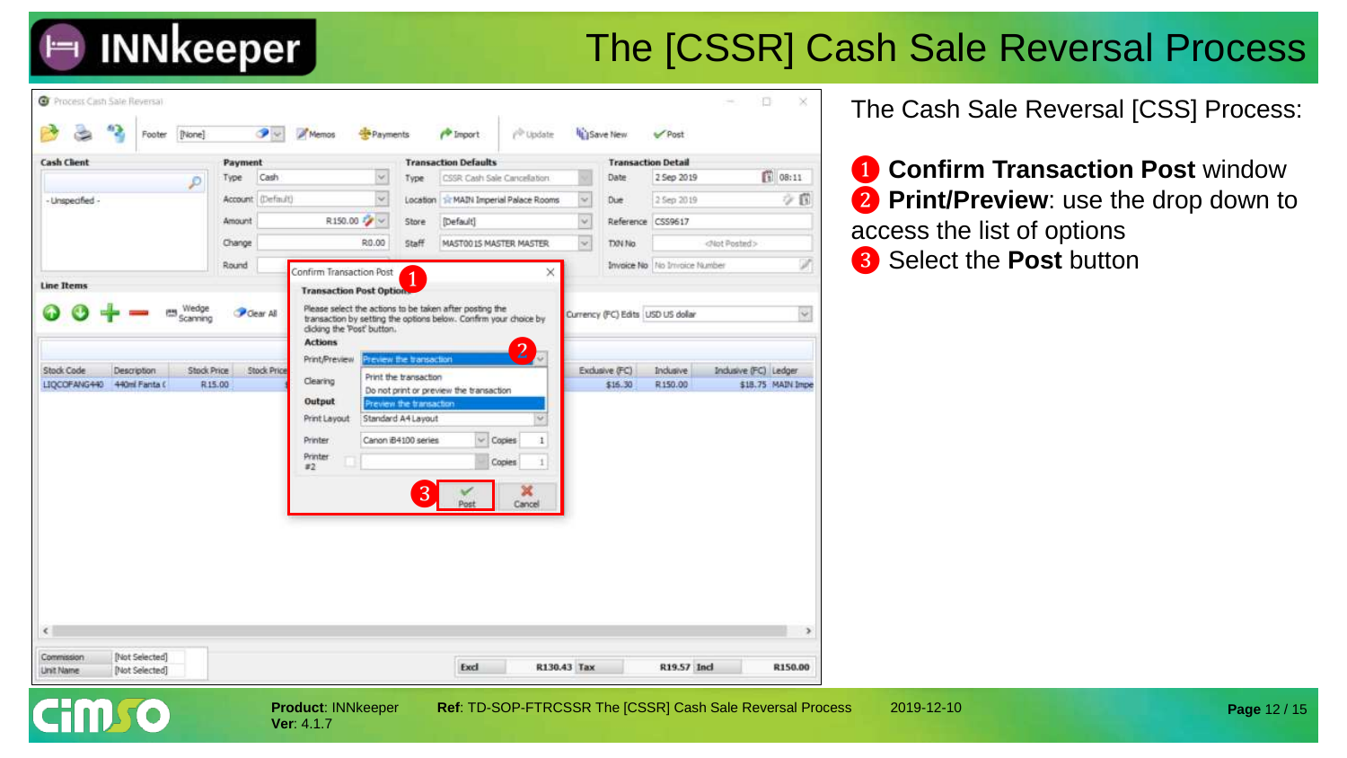# The [CSSR] Cash Sale Reversal Process

The Cash Sale Reversal [CSS] Process:

1. **Confirm Transaction Post** window
2. **Print/Preview**: use the drop down to access the list of options
3. Select the **Post** button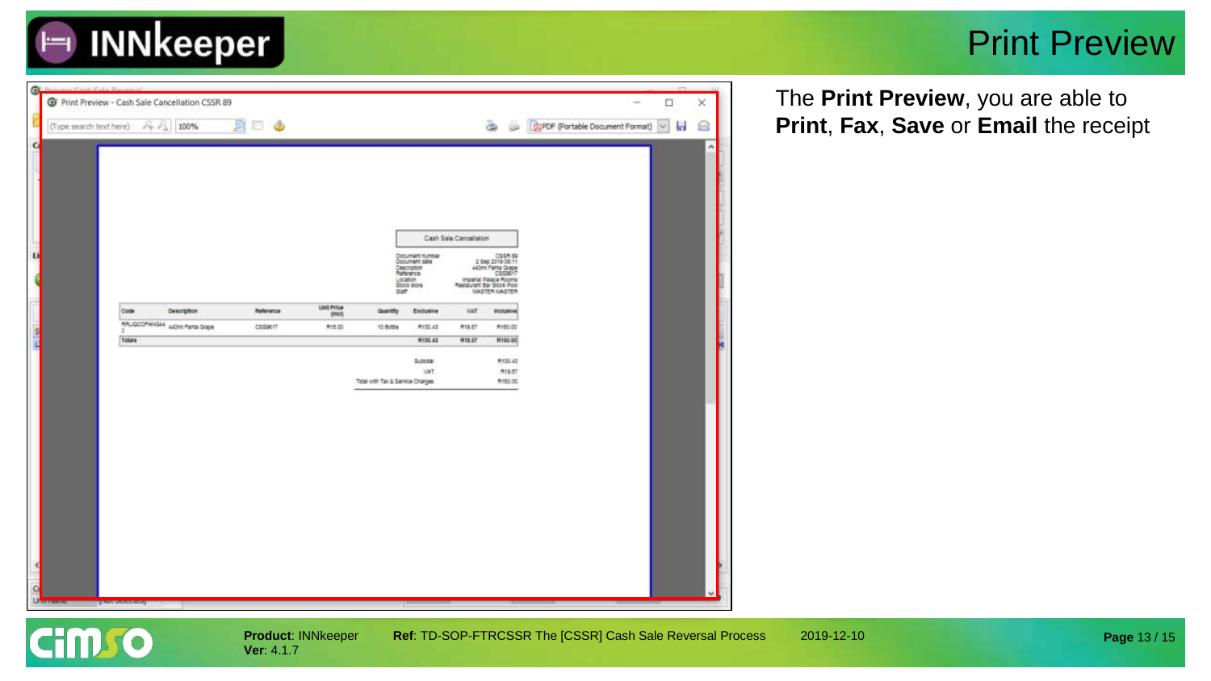# Print Preview

The **Print Preview**, you are able to **Print**, **Fax**, **Save** or **Email** the receipt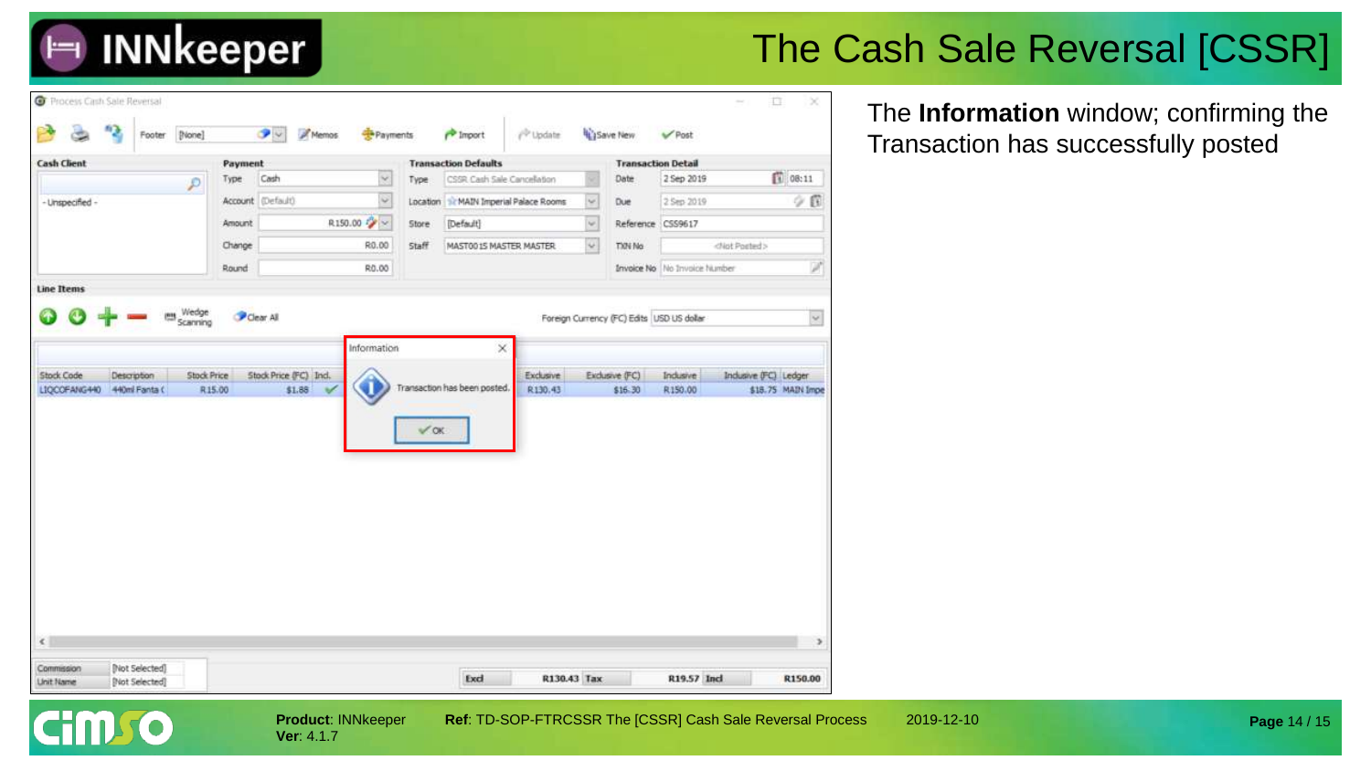# The Cash Sale Reversal [CSSR]

The **Information** window; confirming the Transaction has successfully posted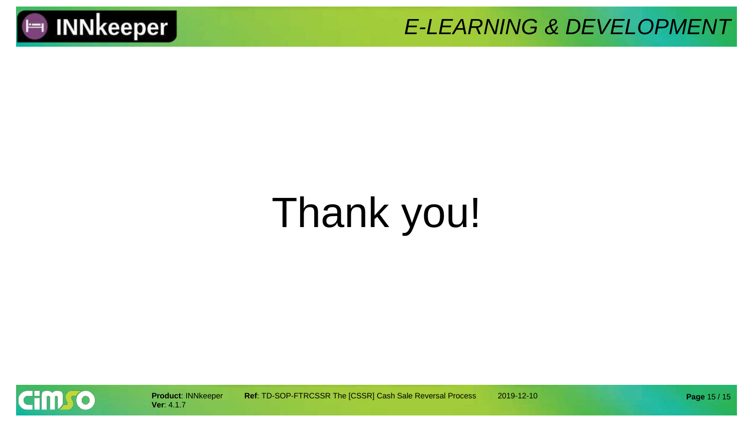# Thank you!